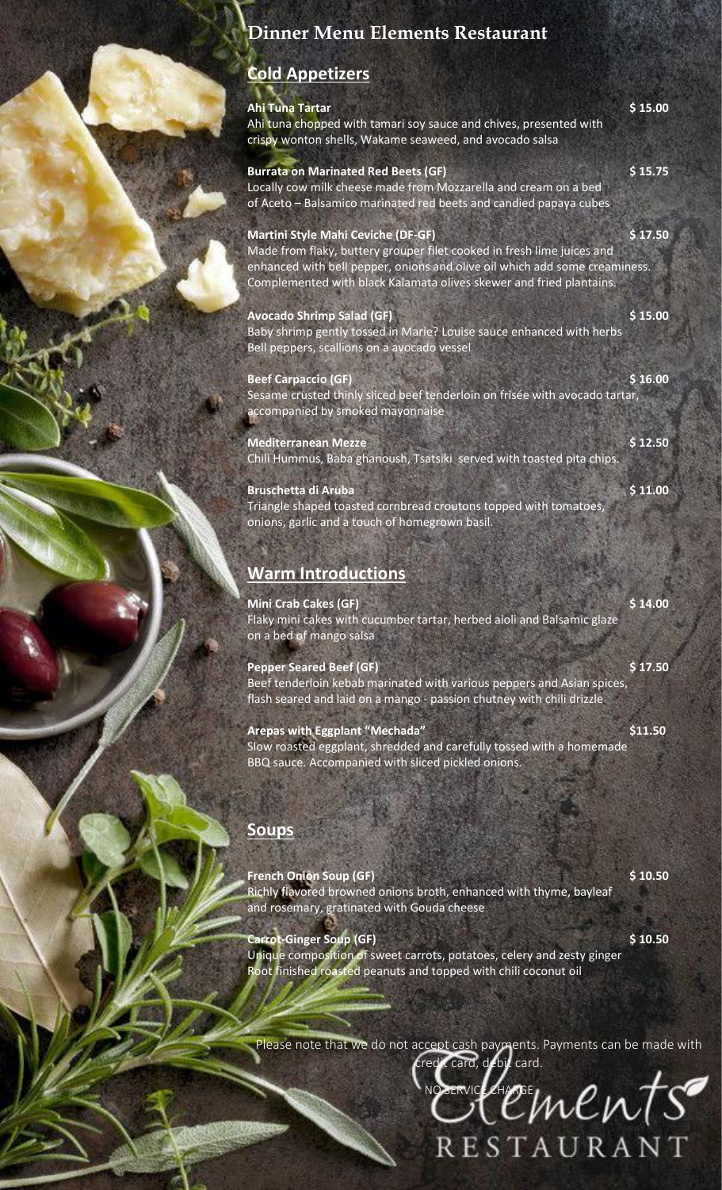# Dinner Menu Elements Restaurant

## Cold Appetizers

**Ahi Tuna Tartar** **$ 15.00**
Ahi tuna chopped with tamari soy sauce and chives, presented with crispy wonton shells, Wakame seaweed, and avocado salsa

**Burrata on Marinated Red Beets (GF)** **$ 15.75**
Locally cow milk cheese made from Mozzarella and cream on a bed of Aceto – Balsamico marinated red beets and candied papaya cubes

**Martini Style Mahi Ceviche (DF-GF)** **$ 17.50**
Made from flaky, buttery grouper filet cooked in fresh lime juices and enhanced with bell pepper, onions and olive oil which add some creaminess. Complemented with black Kalamata olives skewer and fried plantains.

**Avocado Shrimp Salad (GF)** **$ 15.00**
Baby shrimp gently tossed in Marie? Louise sauce enhanced with herbs Bell peppers, scallions on a avocado vessel

**Beef Carpaccio (GF)** **$ 16.00**
Sesame crusted thinly sliced beef tenderloin on frisée with avocado tartar, accompanied by smoked mayonnaise

**Mediterranean Mezze** **$ 12.50**
Chili Hummus, Baba ghanoush, Tsatsiki served with toasted pita chips.

**Bruschetta di Aruba** **$ 11.00**
Triangle shaped toasted cornbread croutons topped with tomatoes, onions, garlic and a touch of homegrown basil.

## Warm Introductions

**Mini Crab Cakes (GF)** **$ 14.00**
Flaky mini cakes with cucumber tartar, herbed aioli and Balsamic glaze on a bed of mango salsa

**Pepper Seared Beef (GF)** **$ 17.50**
Beef tenderloin kebab marinated with various peppers and Asian spices, flash seared and laid on a mango - passion chutney with chili drizzle

**Arepas with Eggplant "Mechada"** **$11.50**
Slow roasted eggplant, shredded and carefully tossed with a homemade BBQ sauce. Accompanied with sliced pickled onions.

## Soups

**French Onion Soup (GF)** **$ 10.50**
Richly flavored browned onions broth, enhanced with thyme, bayleaf and rosemary, gratinated with Gouda cheese

**Carrot-Ginger Soup (GF)** **$ 10.50**
Unique composition of sweet carrots, potatoes, celery and zesty ginger Root finished roasted peanuts and topped with chili coconut oil

Please note that we do not accept cash payments. Payments can be made with credit card, debit card.

NO SERVICE CHARGE

Elements RESTAURANT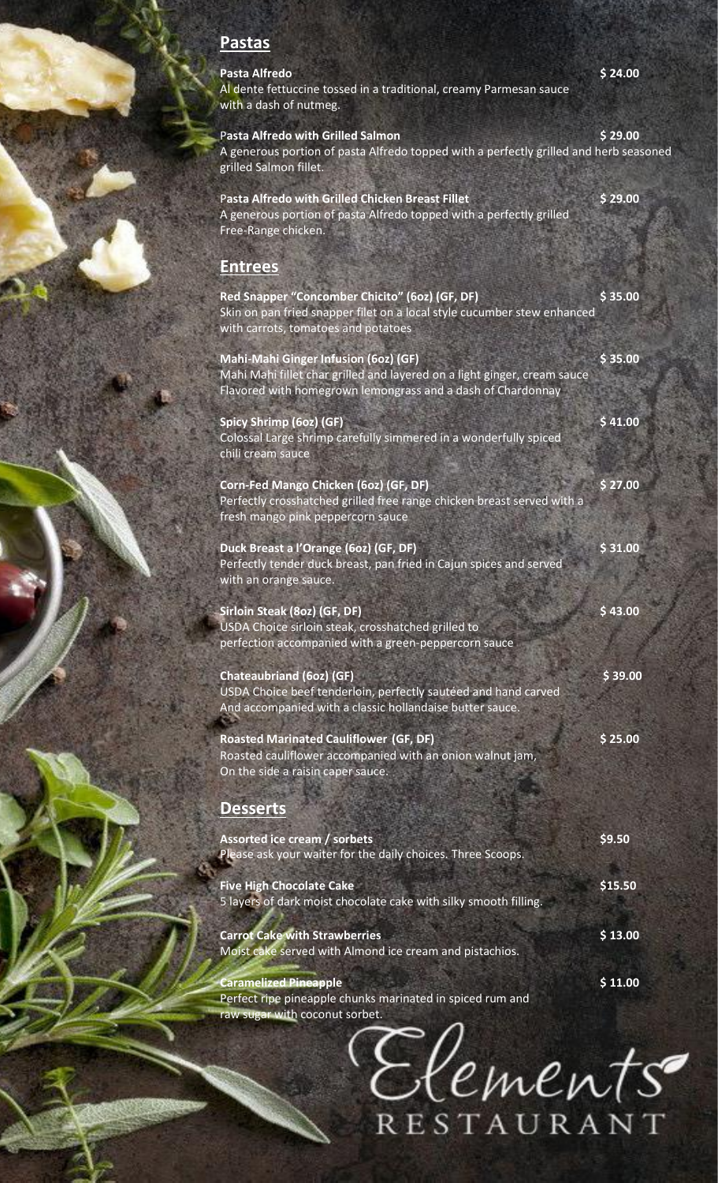## Pastas

**Pasta Alfredo** **$ 24.00**
Al dente fettuccine tossed in a traditional, creamy Parmesan sauce with a dash of nutmeg.

**Pasta Alfredo with Grilled Salmon** **$ 29.00**
A generous portion of pasta Alfredo topped with a perfectly grilled and herb seasoned grilled Salmon fillet.

**Pasta Alfredo with Grilled Chicken Breast Fillet** **$ 29.00**
A generous portion of pasta Alfredo topped with a perfectly grilled Free-Range chicken.

## Entrees

**Red Snapper "Concomber Chicito" (6oz) (GF, DF)** **$ 35.00**
Skin on pan fried snapper filet on a local style cucumber stew enhanced with carrots, tomatoes and potatoes

**Mahi-Mahi Ginger Infusion (6oz) (GF)** **$ 35.00**
Mahi Mahi fillet char grilled and layered on a light ginger, cream sauce Flavored with homegrown lemongrass and a dash of Chardonnay

**Spicy Shrimp (6oz) (GF)** **$ 41.00**
Colossal Large shrimp carefully simmered in a wonderfully spiced chili cream sauce

**Corn-Fed Mango Chicken (6oz) (GF, DF)** **$ 27.00**
Perfectly crosshatched grilled free range chicken breast served with a fresh mango pink peppercorn sauce

**Duck Breast a l'Orange (6oz) (GF, DF)** **$ 31.00**
Perfectly tender duck breast, pan fried in Cajun spices and served with an orange sauce.

**Sirloin Steak (8oz) (GF, DF)** **$ 43.00**
USDA Choice sirloin steak, crosshatched grilled to perfection accompanied with a green-peppercorn sauce

**Chateaubriand (6oz) (GF)** **$ 39.00**
USDA Choice beef tenderloin, perfectly sautéed and hand carved And accompanied with a classic hollandaise butter sauce.

**Roasted Marinated Cauliflower (GF, DF)** **$ 25.00**
Roasted cauliflower accompanied with an onion walnut jam, On the side a raisin caper sauce.

## Desserts

**Assorted ice cream / sorbets** **$9.50**
Please ask your waiter for the daily choices. Three Scoops.

**Five High Chocolate Cake** **$15.50**
5 layers of dark moist chocolate cake with silky smooth filling.

**Carrot Cake with Strawberries** **$ 13.00**
Moist cake served with Almond ice cream and pistachios.

**Caramelized Pineapple** **$ 11.00**
Perfect ripe pineapple chunks marinated in spiced rum and raw sugar with coconut sorbet.

Elements
RESTAURANT